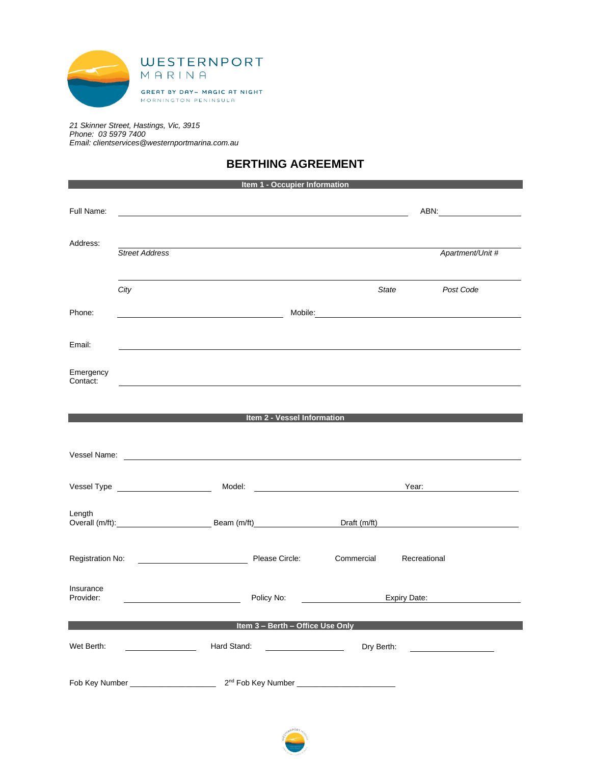WESTERNPORT
MARINA

GREAT BY DAY – MAGIC AT NIGHT
MORNINGTON PENINSULA

*21 Skinner Street, Hastings, Vic, 3915*
*Phone: 03 5979 7400*
*Email: clientservices@westernportmarina.com.au*

# BERTHING AGREEMENT

## Item 1 - Occupier Information

Full Name: ______________________________ ABN: ______________

Address: ______________________________________________
*Street Address* *Apartment/Unit #*

______________________________________________
*City* *State* *Post Code*

Phone: ____________________ Mobile: ____________________

Email: ______________________________________________

Emergency Contact: ______________________________________________

## Item 2 - Vessel Information

Vessel Name: ______________________________________________

Vessel Type ______________ Model: ______________________ Year: ______________

Length Overall (m/ft): ______________ Beam (m/ft) ______________ Draft (m/ft) ______________

Registration No: ______________ Please Circle: Commercial Recreational

Insurance Provider: ______________ Policy No: ______________ Expiry Date: ______________

## Item 3 – Berth – Office Use Only

Wet Berth: ______________ Hard Stand: ______________ Dry Berth: ______________

Fob Key Number ______________ 2nd Fob Key Number ______________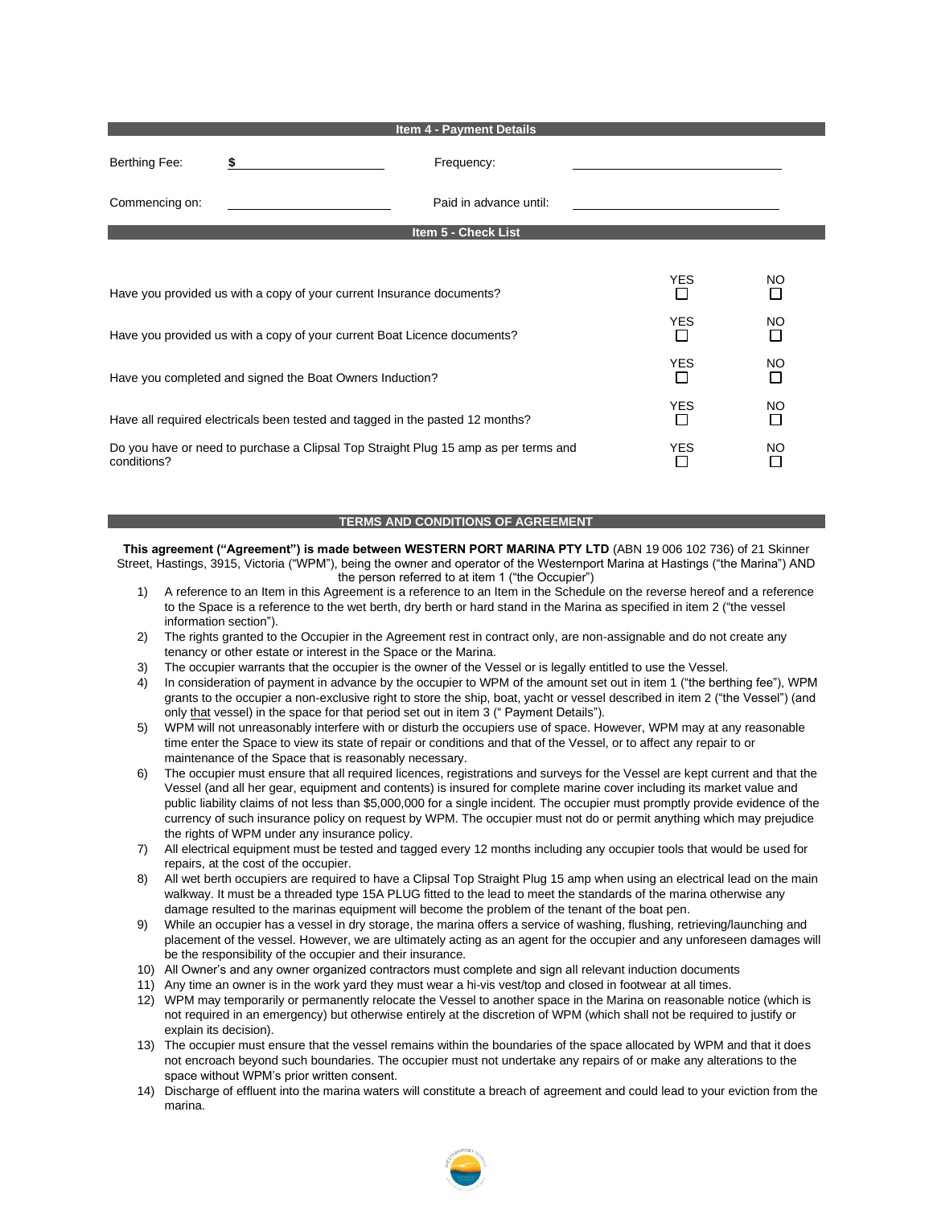## Item 4 - Payment Details

| | | | |
|---|---|---|---|
| Berthing Fee: | $ | Frequency: | |
| Commencing on: | | Paid in advance until: | |

## Item 5 - Check List

| | | |
|---|---|---|
| Have you provided us with a copy of your current Insurance documents? | YES ☐ | NO ☐ |
| Have you provided us with a copy of your current Boat Licence documents? | YES ☐ | NO ☐ |
| Have you completed and signed the Boat Owners Induction? | YES ☐ | NO ☐ |
| Have all required electricals been tested and tagged in the pasted 12 months? | YES ☐ | NO ☐ |
| Do you have or need to purchase a Clipsal Top Straight Plug 15 amp as per terms and conditions? | YES ☐ | NO ☐ |

## TERMS AND CONDITIONS OF AGREEMENT

**This agreement ("Agreement") is made between WESTERN PORT MARINA PTY LTD** (ABN 19 006 102 736) of 21 Skinner Street, Hastings, 3915, Victoria ("WPM"), being the owner and operator of the Westernport Marina at Hastings ("the Marina") AND the person referred to at item 1 ("the Occupier")

1) A reference to an Item in this Agreement is a reference to an Item in the Schedule on the reverse hereof and a reference to the Space is a reference to the wet berth, dry berth or hard stand in the Marina as specified in item 2 ("the vessel information section").
2) The rights granted to the Occupier in the Agreement rest in contract only, are non-assignable and do not create any tenancy or other estate or interest in the Space or the Marina.
3) The occupier warrants that the occupier is the owner of the Vessel or is legally entitled to use the Vessel.
4) In consideration of payment in advance by the occupier to WPM of the amount set out in item 1 ("the berthing fee"), WPM grants to the occupier a non-exclusive right to store the ship, boat, yacht or vessel described in item 2 ("the Vessel") (and only that vessel) in the space for that period set out in item 3 (" Payment Details").
5) WPM will not unreasonably interfere with or disturb the occupiers use of space. However, WPM may at any reasonable time enter the Space to view its state of repair or conditions and that of the Vessel, or to affect any repair to or maintenance of the Space that is reasonably necessary.
6) The occupier must ensure that all required licences, registrations and surveys for the Vessel are kept current and that the Vessel (and all her gear, equipment and contents) is insured for complete marine cover including its market value and public liability claims of not less than $5,000,000 for a single incident. The occupier must promptly provide evidence of the currency of such insurance policy on request by WPM. The occupier must not do or permit anything which may prejudice the rights of WPM under any insurance policy.
7) All electrical equipment must be tested and tagged every 12 months including any occupier tools that would be used for repairs, at the cost of the occupier.
8) All wet berth occupiers are required to have a Clipsal Top Straight Plug 15 amp when using an electrical lead on the main walkway. It must be a threaded type 15A PLUG fitted to the lead to meet the standards of the marina otherwise any damage resulted to the marinas equipment will become the problem of the tenant of the boat pen.
9) While an occupier has a vessel in dry storage, the marina offers a service of washing, flushing, retrieving/launching and placement of the vessel. However, we are ultimately acting as an agent for the occupier and any unforeseen damages will be the responsibility of the occupier and their insurance.
10) All Owner's and any owner organized contractors must complete and sign all relevant induction documents
11) Any time an owner is in the work yard they must wear a hi-vis vest/top and closed in footwear at all times.
12) WPM may temporarily or permanently relocate the Vessel to another space in the Marina on reasonable notice (which is not required in an emergency) but otherwise entirely at the discretion of WPM (which shall not be required to justify or explain its decision).
13) The occupier must ensure that the vessel remains within the boundaries of the space allocated by WPM and that it does not encroach beyond such boundaries. The occupier must not undertake any repairs of or make any alterations to the space without WPM's prior written consent.
14) Discharge of effluent into the marina waters will constitute a breach of agreement and could lead to your eviction from the marina.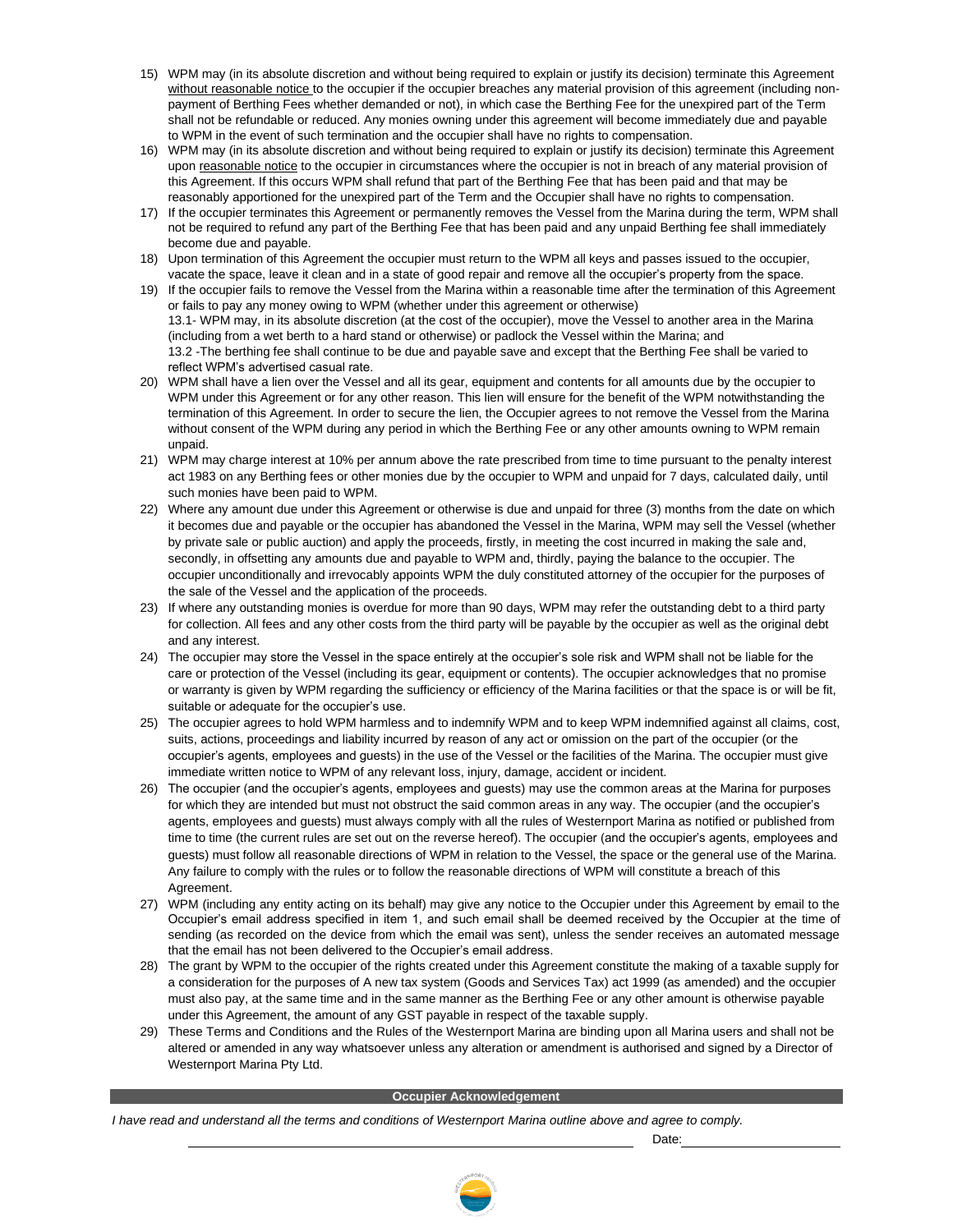15) WPM may (in its absolute discretion and without being required to explain or justify its decision) terminate this Agreement <u>without reasonable notice</u> to the occupier if the occupier breaches any material provision of this agreement (including non-payment of Berthing Fees whether demanded or not), in which case the Berthing Fee for the unexpired part of the Term shall not be refundable or reduced. Any monies owning under this agreement will become immediately due and payable to WPM in the event of such termination and the occupier shall have no rights to compensation.
16) WPM may (in its absolute discretion and without being required to explain or justify its decision) terminate this Agreement upon <u>reasonable notice</u> to the occupier in circumstances where the occupier is not in breach of any material provision of this Agreement. If this occurs WPM shall refund that part of the Berthing Fee that has been paid and that may be reasonably apportioned for the unexpired part of the Term and the Occupier shall have no rights to compensation.
17) If the occupier terminates this Agreement or permanently removes the Vessel from the Marina during the term, WPM shall not be required to refund any part of the Berthing Fee that has been paid and any unpaid Berthing fee shall immediately become due and payable.
18) Upon termination of this Agreement the occupier must return to the WPM all keys and passes issued to the occupier, vacate the space, leave it clean and in a state of good repair and remove all the occupier's property from the space.
19) If the occupier fails to remove the Vessel from the Marina within a reasonable time after the termination of this Agreement or fails to pay any money owing to WPM (whether under this agreement or otherwise)
    13.1- WPM may, in its absolute discretion (at the cost of the occupier), move the Vessel to another area in the Marina (including from a wet berth to a hard stand or otherwise) or padlock the Vessel within the Marina; and
    13.2 -The berthing fee shall continue to be due and payable save and except that the Berthing Fee shall be varied to reflect WPM's advertised casual rate.
20) WPM shall have a lien over the Vessel and all its gear, equipment and contents for all amounts due by the occupier to WPM under this Agreement or for any other reason. This lien will ensure for the benefit of the WPM notwithstanding the termination of this Agreement. In order to secure the lien, the Occupier agrees to not remove the Vessel from the Marina without consent of the WPM during any period in which the Berthing Fee or any other amounts owning to WPM remain unpaid.
21) WPM may charge interest at 10% per annum above the rate prescribed from time to time pursuant to the penalty interest act 1983 on any Berthing fees or other monies due by the occupier to WPM and unpaid for 7 days, calculated daily, until such monies have been paid to WPM.
22) Where any amount due under this Agreement or otherwise is due and unpaid for three (3) months from the date on which it becomes due and payable or the occupier has abandoned the Vessel in the Marina, WPM may sell the Vessel (whether by private sale or public auction) and apply the proceeds, firstly, in meeting the cost incurred in making the sale and, secondly, in offsetting any amounts due and payable to WPM and, thirdly, paying the balance to the occupier. The occupier unconditionally and irrevocably appoints WPM the duly constituted attorney of the occupier for the purposes of the sale of the Vessel and the application of the proceeds.
23) If where any outstanding monies is overdue for more than 90 days, WPM may refer the outstanding debt to a third party for collection. All fees and any other costs from the third party will be payable by the occupier as well as the original debt and any interest.
24) The occupier may store the Vessel in the space entirely at the occupier's sole risk and WPM shall not be liable for the care or protection of the Vessel (including its gear, equipment or contents). The occupier acknowledges that no promise or warranty is given by WPM regarding the sufficiency or efficiency of the Marina facilities or that the space is or will be fit, suitable or adequate for the occupier's use.
25) The occupier agrees to hold WPM harmless and to indemnify WPM and to keep WPM indemnified against all claims, cost, suits, actions, proceedings and liability incurred by reason of any act or omission on the part of the occupier (or the occupier's agents, employees and guests) in the use of the Vessel or the facilities of the Marina. The occupier must give immediate written notice to WPM of any relevant loss, injury, damage, accident or incident.
26) The occupier (and the occupier's agents, employees and guests) may use the common areas at the Marina for purposes for which they are intended but must not obstruct the said common areas in any way. The occupier (and the occupier's agents, employees and guests) must always comply with all the rules of Westernport Marina as notified or published from time to time (the current rules are set out on the reverse hereof). The occupier (and the occupier's agents, employees and guests) must follow all reasonable directions of WPM in relation to the Vessel, the space or the general use of the Marina. Any failure to comply with the rules or to follow the reasonable directions of WPM will constitute a breach of this Agreement.
27) WPM (including any entity acting on its behalf) may give any notice to the Occupier under this Agreement by email to the Occupier's email address specified in item 1, and such email shall be deemed received by the Occupier at the time of sending (as recorded on the device from which the email was sent), unless the sender receives an automated message that the email has not been delivered to the Occupier's email address.
28) The grant by WPM to the occupier of the rights created under this Agreement constitute the making of a taxable supply for a consideration for the purposes of A new tax system (Goods and Services Tax) act 1999 (as amended) and the occupier must also pay, at the same time and in the same manner as the Berthing Fee or any other amount is otherwise payable under this Agreement, the amount of any GST payable in respect of the taxable supply.
29) These Terms and Conditions and the Rules of the Westernport Marina are binding upon all Marina users and shall not be altered or amended in any way whatsoever unless any alteration or amendment is authorised and signed by a Director of Westernport Marina Pty Ltd.

**Occupier Acknowledgement**

*I have read and understand all the terms and conditions of Westernport Marina outline above and agree to comply.*

______________________________ Date: ______________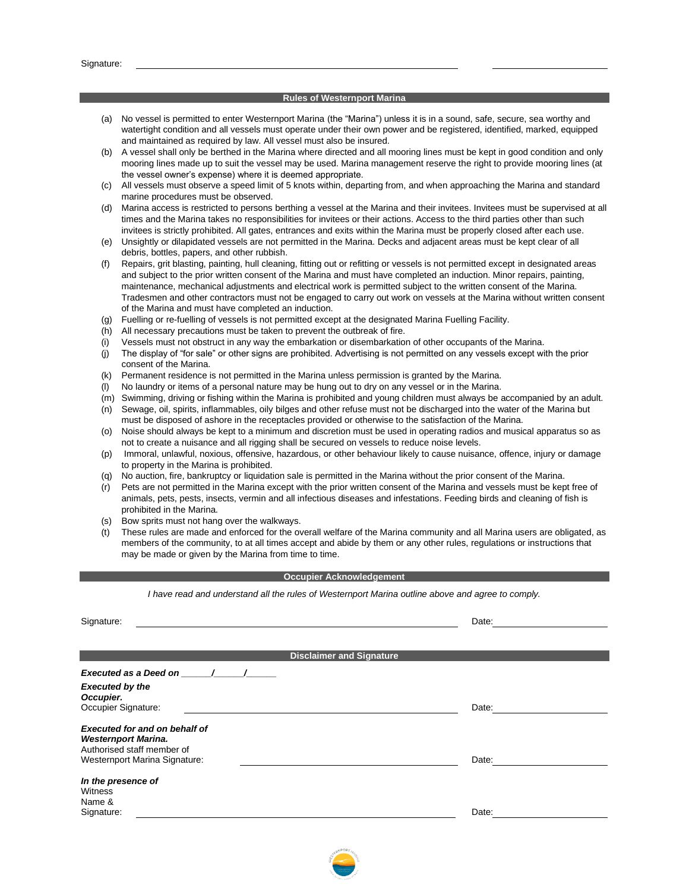Signature: ______________________________ ______________

## Rules of Westernport Marina

(a) No vessel is permitted to enter Westernport Marina (the "Marina") unless it is in a sound, safe, secure, sea worthy and watertight condition and all vessels must operate under their own power and be registered, identified, marked, equipped and maintained as required by law. All vessel must also be insured.

(b) A vessel shall only be berthed in the Marina where directed and all mooring lines must be kept in good condition and only mooring lines made up to suit the vessel may be used. Marina management reserve the right to provide mooring lines (at the vessel owner's expense) where it is deemed appropriate.

(c) All vessels must observe a speed limit of 5 knots within, departing from, and when approaching the Marina and standard marine procedures must be observed.

(d) Marina access is restricted to persons berthing a vessel at the Marina and their invitees. Invitees must be supervised at all times and the Marina takes no responsibilities for invitees or their actions. Access to the third parties other than such invitees is strictly prohibited. All gates, entrances and exits within the Marina must be properly closed after each use.

(e) Unsightly or dilapidated vessels are not permitted in the Marina. Decks and adjacent areas must be kept clear of all debris, bottles, papers, and other rubbish.

(f) Repairs, grit blasting, painting, hull cleaning, fitting out or refitting or vessels is not permitted except in designated areas and subject to the prior written consent of the Marina and must have completed an induction. Minor repairs, painting, maintenance, mechanical adjustments and electrical work is permitted subject to the written consent of the Marina. Tradesmen and other contractors must not be engaged to carry out work on vessels at the Marina without written consent of the Marina and must have completed an induction.

(g) Fuelling or re-fuelling of vessels is not permitted except at the designated Marina Fuelling Facility.

(h) All necessary precautions must be taken to prevent the outbreak of fire.

(i) Vessels must not obstruct in any way the embarkation or disembarkation of other occupants of the Marina.

(j) The display of "for sale" or other signs are prohibited. Advertising is not permitted on any vessels except with the prior consent of the Marina.

(k) Permanent residence is not permitted in the Marina unless permission is granted by the Marina.

(l) No laundry or items of a personal nature may be hung out to dry on any vessel or in the Marina.

(m) Swimming, driving or fishing within the Marina is prohibited and young children must always be accompanied by an adult.

(n) Sewage, oil, spirits, inflammables, oily bilges and other refuse must not be discharged into the water of the Marina but must be disposed of ashore in the receptacles provided or otherwise to the satisfaction of the Marina.

(o) Noise should always be kept to a minimum and discretion must be used in operating radios and musical apparatus so as not to create a nuisance and all rigging shall be secured on vessels to reduce noise levels.

(p) Immoral, unlawful, noxious, offensive, hazardous, or other behaviour likely to cause nuisance, offence, injury or damage to property in the Marina is prohibited.

(q) No auction, fire, bankruptcy or liquidation sale is permitted in the Marina without the prior consent of the Marina.

(r) Pets are not permitted in the Marina except with the prior written consent of the Marina and vessels must be kept free of animals, pets, pests, insects, vermin and all infectious diseases and infestations. Feeding birds and cleaning of fish is prohibited in the Marina.

(s) Bow sprits must not hang over the walkways.

(t) These rules are made and enforced for the overall welfare of the Marina community and all Marina users are obligated, as members of the community, to at all times accept and abide by them or any other rules, regulations or instructions that may be made or given by the Marina from time to time.

## Occupier Acknowledgement

*I have read and understand all the rules of Westernport Marina outline above and agree to comply.*

Signature: ______________________________ Date: ______________

## Disclaimer and Signature

***Executed as a Deed on ______/______/______***

***Executed by the Occupier.***
Occupier Signature: ______________________________ Date: ______________

***Executed for and on behalf of Westernport Marina.***
Authorised staff member of Westernport Marina Signature: ______________________________ Date: ______________

***In the presence of***
Witness Name & Signature: ______________________________ Date: ______________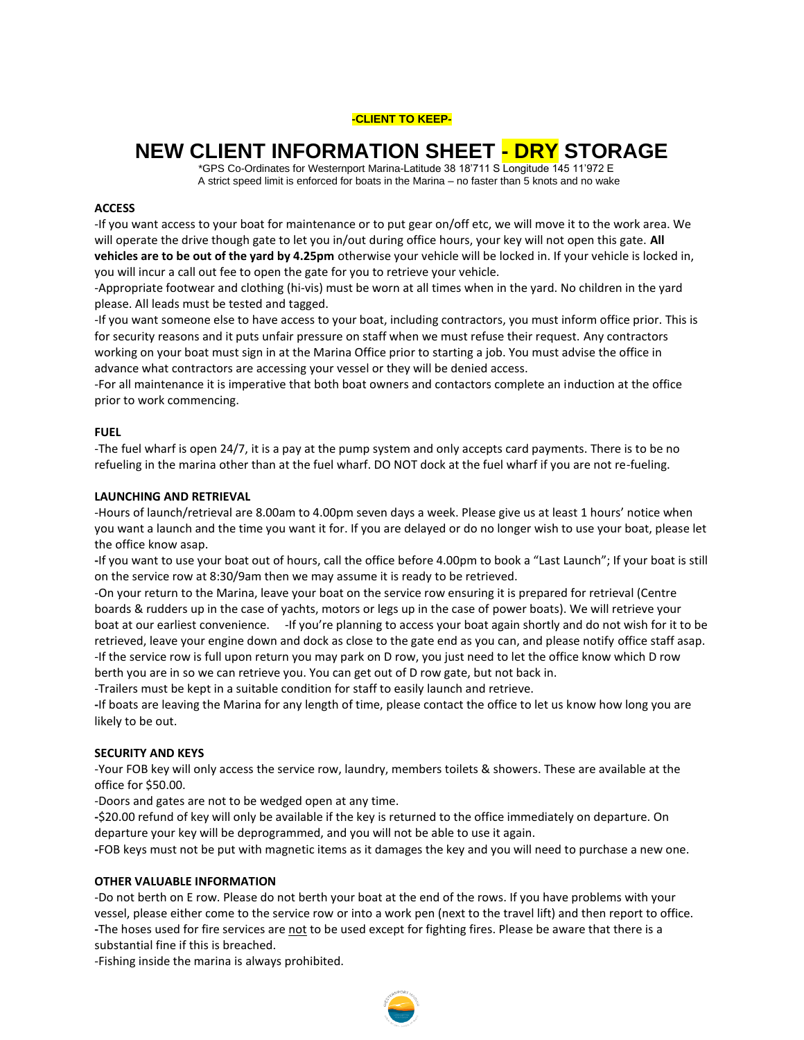**-CLIENT TO KEEP-**

# NEW CLIENT INFORMATION SHEET - DRY STORAGE

*GPS Co-Ordinates for Westernport Marina-Latitude 38 18'711 S Longitude 145 11'972 E
A strict speed limit is enforced for boats in the Marina – no faster than 5 knots and no wake

**ACCESS**

-If you want access to your boat for maintenance or to put gear on/off etc, we will move it to the work area. We will operate the drive though gate to let you in/out during office hours, your key will not open this gate. **All vehicles are to be out of the yard by 4.25pm** otherwise your vehicle will be locked in. If your vehicle is locked in, you will incur a call out fee to open the gate for you to retrieve your vehicle.

-Appropriate footwear and clothing (hi-vis) must be worn at all times when in the yard. No children in the yard please. All leads must be tested and tagged.

-If you want someone else to have access to your boat, including contractors, you must inform office prior. This is for security reasons and it puts unfair pressure on staff when we must refuse their request. Any contractors working on your boat must sign in at the Marina Office prior to starting a job. You must advise the office in advance what contractors are accessing your vessel or they will be denied access.

-For all maintenance it is imperative that both boat owners and contactors complete an induction at the office prior to work commencing.

**FUEL**

-The fuel wharf is open 24/7, it is a pay at the pump system and only accepts card payments. There is to be no refueling in the marina other than at the fuel wharf. DO NOT dock at the fuel wharf if you are not re-fueling.

**LAUNCHING AND RETRIEVAL**

-Hours of launch/retrieval are 8.00am to 4.00pm seven days a week. Please give us at least 1 hours' notice when you want a launch and the time you want it for. If you are delayed or do no longer wish to use your boat, please let the office know asap.

-If you want to use your boat out of hours, call the office before 4.00pm to book a "Last Launch"; If your boat is still on the service row at 8:30/9am then we may assume it is ready to be retrieved.

-On your return to the Marina, leave your boat on the service row ensuring it is prepared for retrieval (Centre boards & rudders up in the case of yachts, motors or legs up in the case of power boats). We will retrieve your boat at our earliest convenience. -If you're planning to access your boat again shortly and do not wish for it to be retrieved, leave your engine down and dock as close to the gate end as you can, and please notify office staff asap.

-If the service row is full upon return you may park on D row, you just need to let the office know which D row berth you are in so we can retrieve you. You can get out of D row gate, but not back in.

-Trailers must be kept in a suitable condition for staff to easily launch and retrieve.

-If boats are leaving the Marina for any length of time, please contact the office to let us know how long you are likely to be out.

**SECURITY AND KEYS**

-Your FOB key will only access the service row, laundry, members toilets & showers. These are available at the office for $50.00.

-Doors and gates are not to be wedged open at any time.

-$20.00 refund of key will only be available if the key is returned to the office immediately on departure. On departure your key will be deprogrammed, and you will not be able to use it again.

-FOB keys must not be put with magnetic items as it damages the key and you will need to purchase a new one.

**OTHER VALUABLE INFORMATION**

-Do not berth on E row. Please do not berth your boat at the end of the rows. If you have problems with your vessel, please either come to the service row or into a work pen (next to the travel lift) and then report to office.

-The hoses used for fire services are <u>not</u> to be used except for fighting fires. Please be aware that there is a substantial fine if this is breached.

-Fishing inside the marina is always prohibited.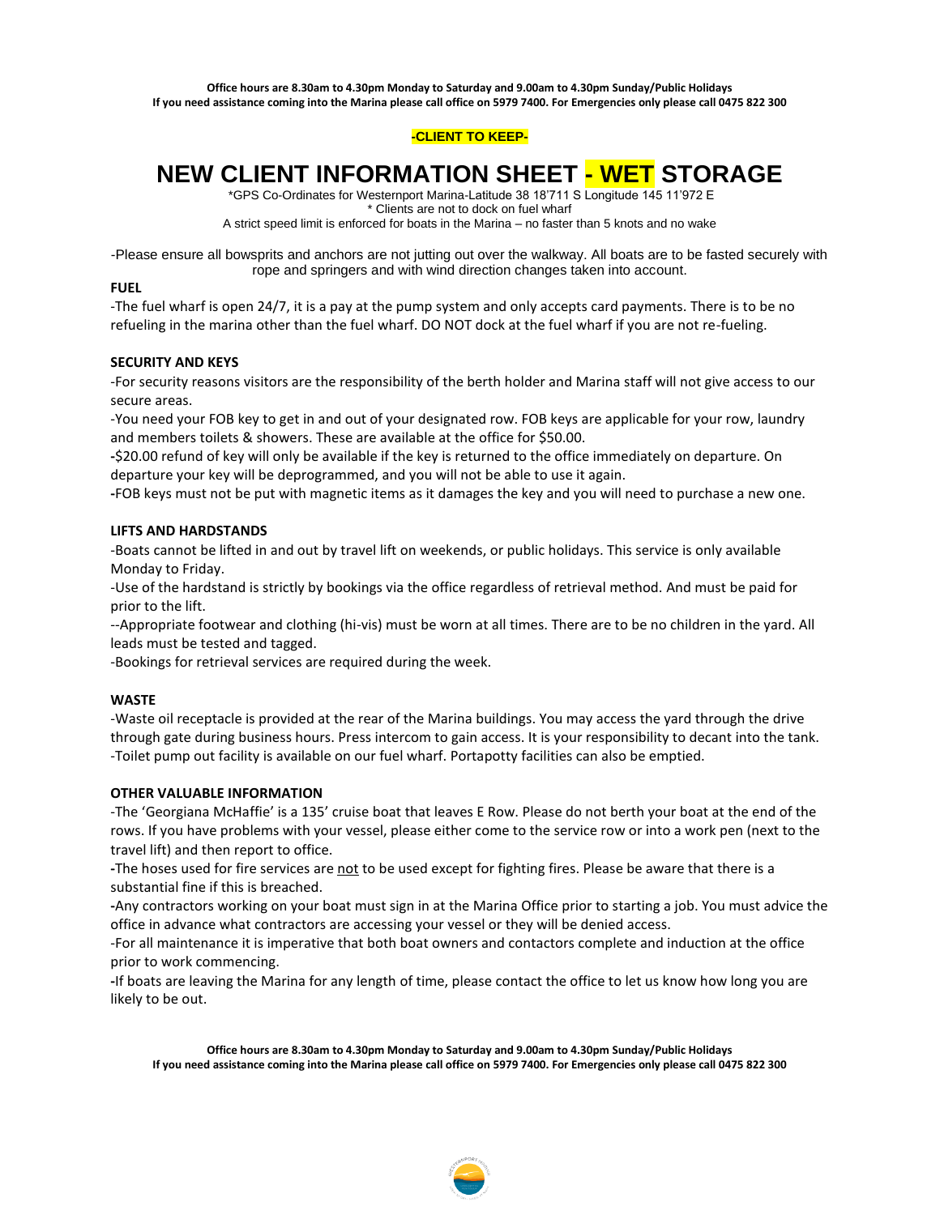**Office hours are 8.30am to 4.30pm Monday to Saturday and 9.00am to 4.30pm Sunday/Public Holidays**
**If you need assistance coming into the Marina please call office on 5979 7400. For Emergencies only please call 0475 822 300**

**-CLIENT TO KEEP-**

# NEW CLIENT INFORMATION SHEET - WET STORAGE

*GPS Co-Ordinates for Westernport Marina-Latitude 38 18'711 S Longitude 145 11'972 E
* Clients are not to dock on fuel wharf
A strict speed limit is enforced for boats in the Marina – no faster than 5 knots and no wake

-Please ensure all bowsprits and anchors are not jutting out over the walkway. All boats are to be fasted securely with rope and springers and with wind direction changes taken into account.

**FUEL**

-The fuel wharf is open 24/7, it is a pay at the pump system and only accepts card payments. There is to be no refueling in the marina other than the fuel wharf. DO NOT dock at the fuel wharf if you are not re-fueling.

**SECURITY AND KEYS**

-For security reasons visitors are the responsibility of the berth holder and Marina staff will not give access to our secure areas.
-You need your FOB key to get in and out of your designated row. FOB keys are applicable for your row, laundry and members toilets & showers. These are available at the office for $50.00.
-$20.00 refund of key will only be available if the key is returned to the office immediately on departure. On departure your key will be deprogrammed, and you will not be able to use it again.
-FOB keys must not be put with magnetic items as it damages the key and you will need to purchase a new one.

**LIFTS AND HARDSTANDS**

-Boats cannot be lifted in and out by travel lift on weekends, or public holidays. This service is only available Monday to Friday.
-Use of the hardstand is strictly by bookings via the office regardless of retrieval method. And must be paid for prior to the lift.
--Appropriate footwear and clothing (hi-vis) must be worn at all times. There are to be no children in the yard. All leads must be tested and tagged.
-Bookings for retrieval services are required during the week.

**WASTE**

-Waste oil receptacle is provided at the rear of the Marina buildings. You may access the yard through the drive through gate during business hours. Press intercom to gain access. It is your responsibility to decant into the tank.
-Toilet pump out facility is available on our fuel wharf. Portapotty facilities can also be emptied.

**OTHER VALUABLE INFORMATION**

-The 'Georgiana McHaffie' is a 135' cruise boat that leaves E Row. Please do not berth your boat at the end of the rows. If you have problems with your vessel, please either come to the service row or into a work pen (next to the travel lift) and then report to office.
-The hoses used for fire services are not to be used except for fighting fires. Please be aware that there is a substantial fine if this is breached.
-Any contractors working on your boat must sign in at the Marina Office prior to starting a job. You must advice the office in advance what contractors are accessing your vessel or they will be denied access.
-For all maintenance it is imperative that both boat owners and contactors complete and induction at the office prior to work commencing.
-If boats are leaving the Marina for any length of time, please contact the office to let us know how long you are likely to be out.

**Office hours are 8.30am to 4.30pm Monday to Saturday and 9.00am to 4.30pm Sunday/Public Holidays**
**If you need assistance coming into the Marina please call office on 5979 7400. For Emergencies only please call 0475 822 300**